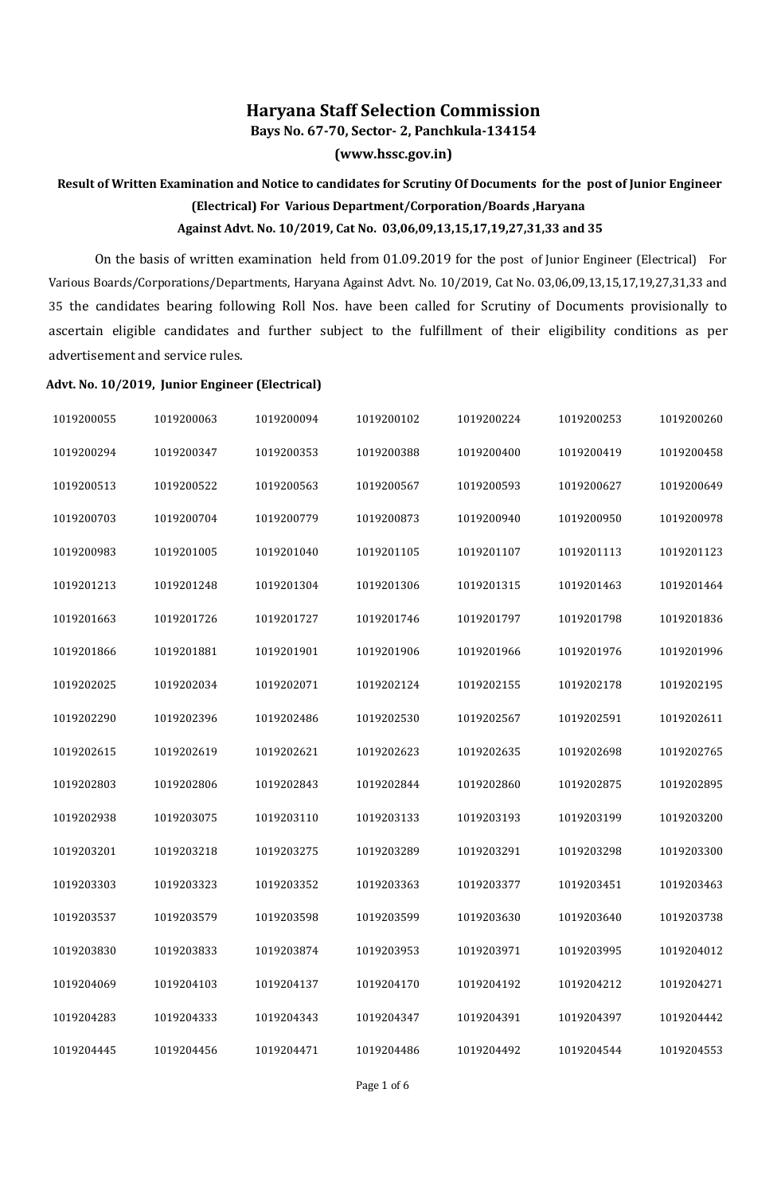# Haryana Staff Selection Commission

**Bays No. 67-70, Sector- 2, Panchkula-134154**

**(www.hssc.gov.in)**

**Result of Written Examination and Notice to candidates for Scrutiny Of Documents for the post of Junior Engineer (Electrical) For Various Department/Corporation/Boards ,Haryana Against Advt. No. 10/2019, Cat No. 03,06,09,13,15,17,19,27,31,33 and 35**

On the basis of written examination held from 01.09.2019 for the post of Junior Engineer (Electrical) For Various Boards/Corporations/Departments, Haryana Against Advt. No. 10/2019, Cat No. 03,06,09,13,15,17,19,27,31,33 and 35 the candidates bearing following Roll Nos. have been called for Scrutiny of Documents provisionally to ascertain eligible candidates and further subject to the fulfillment of their eligibility conditions as per advertisement and service rules.

**Advt. No. 10/2019, Junior Engineer (Electrical)**

| | | | | | | |
|---|---|---|---|---|---|---|
| 1019200055 | 1019200063 | 1019200094 | 1019200102 | 1019200224 | 1019200253 | 1019200260 |
| 1019200294 | 1019200347 | 1019200353 | 1019200388 | 1019200400 | 1019200419 | 1019200458 |
| 1019200513 | 1019200522 | 1019200563 | 1019200567 | 1019200593 | 1019200627 | 1019200649 |
| 1019200703 | 1019200704 | 1019200779 | 1019200873 | 1019200940 | 1019200950 | 1019200978 |
| 1019200983 | 1019201005 | 1019201040 | 1019201105 | 1019201107 | 1019201113 | 1019201123 |
| 1019201213 | 1019201248 | 1019201304 | 1019201306 | 1019201315 | 1019201463 | 1019201464 |
| 1019201663 | 1019201726 | 1019201727 | 1019201746 | 1019201797 | 1019201798 | 1019201836 |
| 1019201866 | 1019201881 | 1019201901 | 1019201906 | 1019201966 | 1019201976 | 1019201996 |
| 1019202025 | 1019202034 | 1019202071 | 1019202124 | 1019202155 | 1019202178 | 1019202195 |
| 1019202290 | 1019202396 | 1019202486 | 1019202530 | 1019202567 | 1019202591 | 1019202611 |
| 1019202615 | 1019202619 | 1019202621 | 1019202623 | 1019202635 | 1019202698 | 1019202765 |
| 1019202803 | 1019202806 | 1019202843 | 1019202844 | 1019202860 | 1019202875 | 1019202895 |
| 1019202938 | 1019203075 | 1019203110 | 1019203133 | 1019203193 | 1019203199 | 1019203200 |
| 1019203201 | 1019203218 | 1019203275 | 1019203289 | 1019203291 | 1019203298 | 1019203300 |
| 1019203303 | 1019203323 | 1019203352 | 1019203363 | 1019203377 | 1019203451 | 1019203463 |
| 1019203537 | 1019203579 | 1019203598 | 1019203599 | 1019203630 | 1019203640 | 1019203738 |
| 1019203830 | 1019203833 | 1019203874 | 1019203953 | 1019203971 | 1019203995 | 1019204012 |
| 1019204069 | 1019204103 | 1019204137 | 1019204170 | 1019204192 | 1019204212 | 1019204271 |
| 1019204283 | 1019204333 | 1019204343 | 1019204347 | 1019204391 | 1019204397 | 1019204442 |
| 1019204445 | 1019204456 | 1019204471 | 1019204486 | 1019204492 | 1019204544 | 1019204553 |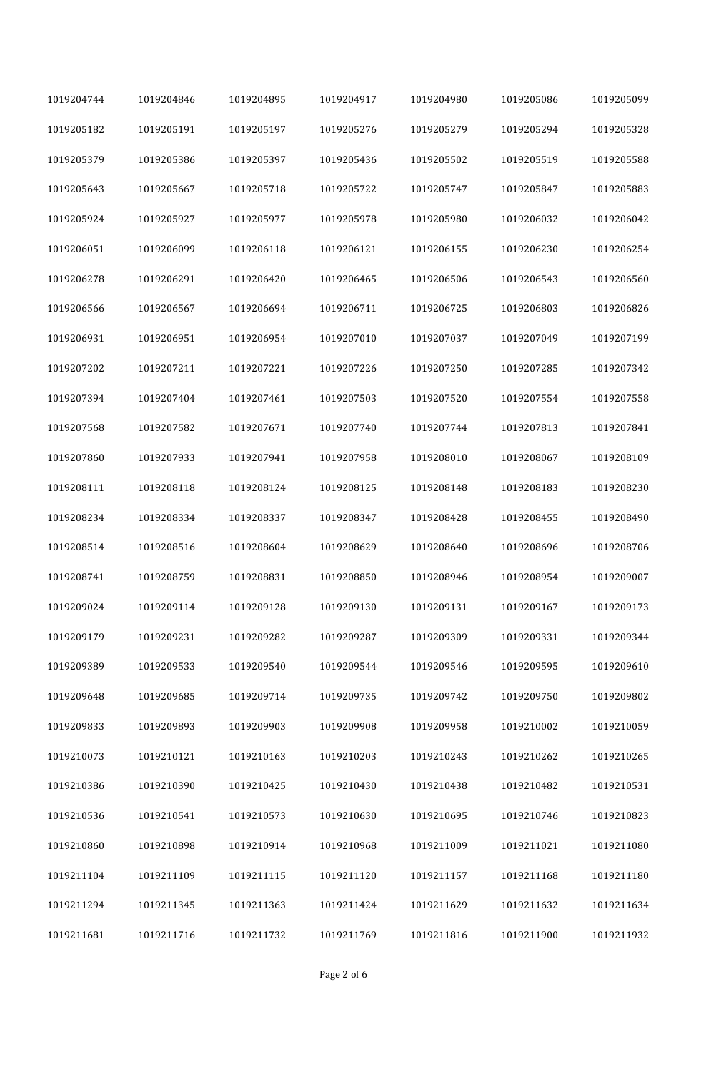| | | | | | | |
|---|---|---|---|---|---|---|
| 1019204744 | 1019204846 | 1019204895 | 1019204917 | 1019204980 | 1019205086 | 1019205099 |
| 1019205182 | 1019205191 | 1019205197 | 1019205276 | 1019205279 | 1019205294 | 1019205328 |
| 1019205379 | 1019205386 | 1019205397 | 1019205436 | 1019205502 | 1019205519 | 1019205588 |
| 1019205643 | 1019205667 | 1019205718 | 1019205722 | 1019205747 | 1019205847 | 1019205883 |
| 1019205924 | 1019205927 | 1019205977 | 1019205978 | 1019205980 | 1019206032 | 1019206042 |
| 1019206051 | 1019206099 | 1019206118 | 1019206121 | 1019206155 | 1019206230 | 1019206254 |
| 1019206278 | 1019206291 | 1019206420 | 1019206465 | 1019206506 | 1019206543 | 1019206560 |
| 1019206566 | 1019206567 | 1019206694 | 1019206711 | 1019206725 | 1019206803 | 1019206826 |
| 1019206931 | 1019206951 | 1019206954 | 1019207010 | 1019207037 | 1019207049 | 1019207199 |
| 1019207202 | 1019207211 | 1019207221 | 1019207226 | 1019207250 | 1019207285 | 1019207342 |
| 1019207394 | 1019207404 | 1019207461 | 1019207503 | 1019207520 | 1019207554 | 1019207558 |
| 1019207568 | 1019207582 | 1019207671 | 1019207740 | 1019207744 | 1019207813 | 1019207841 |
| 1019207860 | 1019207933 | 1019207941 | 1019207958 | 1019208010 | 1019208067 | 1019208109 |
| 1019208111 | 1019208118 | 1019208124 | 1019208125 | 1019208148 | 1019208183 | 1019208230 |
| 1019208234 | 1019208334 | 1019208337 | 1019208347 | 1019208428 | 1019208455 | 1019208490 |
| 1019208514 | 1019208516 | 1019208604 | 1019208629 | 1019208640 | 1019208696 | 1019208706 |
| 1019208741 | 1019208759 | 1019208831 | 1019208850 | 1019208946 | 1019208954 | 1019209007 |
| 1019209024 | 1019209114 | 1019209128 | 1019209130 | 1019209131 | 1019209167 | 1019209173 |
| 1019209179 | 1019209231 | 1019209282 | 1019209287 | 1019209309 | 1019209331 | 1019209344 |
| 1019209389 | 1019209533 | 1019209540 | 1019209544 | 1019209546 | 1019209595 | 1019209610 |
| 1019209648 | 1019209685 | 1019209714 | 1019209735 | 1019209742 | 1019209750 | 1019209802 |
| 1019209833 | 1019209893 | 1019209903 | 1019209908 | 1019209958 | 1019210002 | 1019210059 |
| 1019210073 | 1019210121 | 1019210163 | 1019210203 | 1019210243 | 1019210262 | 1019210265 |
| 1019210386 | 1019210390 | 1019210425 | 1019210430 | 1019210438 | 1019210482 | 1019210531 |
| 1019210536 | 1019210541 | 1019210573 | 1019210630 | 1019210695 | 1019210746 | 1019210823 |
| 1019210860 | 1019210898 | 1019210914 | 1019210968 | 1019211009 | 1019211021 | 1019211080 |
| 1019211104 | 1019211109 | 1019211115 | 1019211120 | 1019211157 | 1019211168 | 1019211180 |
| 1019211294 | 1019211345 | 1019211363 | 1019211424 | 1019211629 | 1019211632 | 1019211634 |
| 1019211681 | 1019211716 | 1019211732 | 1019211769 | 1019211816 | 1019211900 | 1019211932 |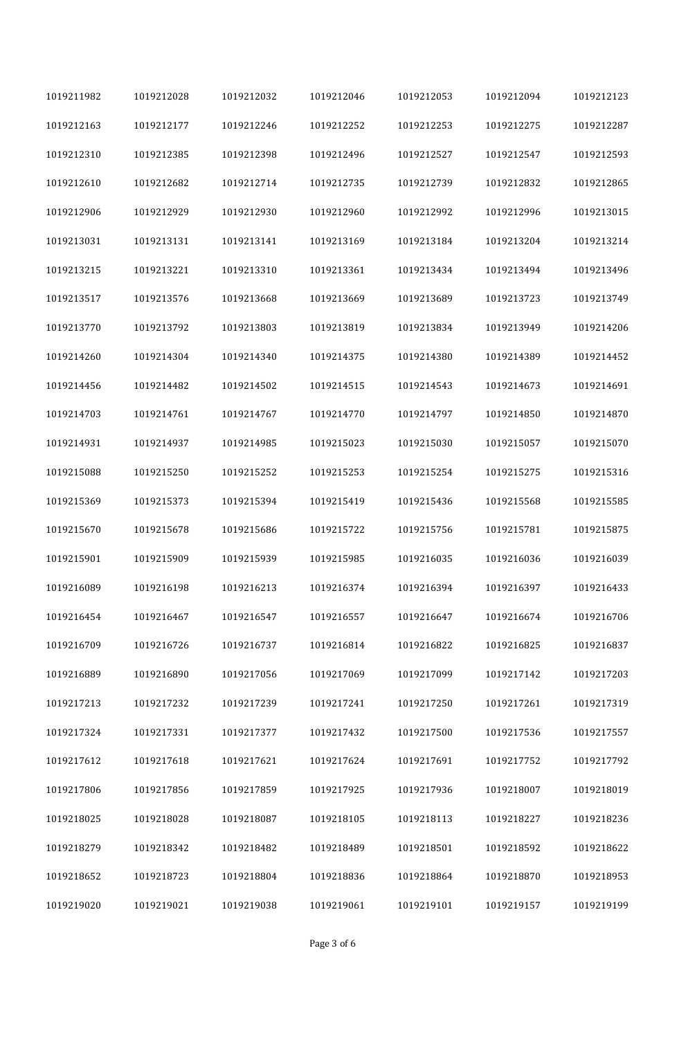| | | | | | | |
|---|---|---|---|---|---|---|
| 1019211982 | 1019212028 | 1019212032 | 1019212046 | 1019212053 | 1019212094 | 1019212123 |
| 1019212163 | 1019212177 | 1019212246 | 1019212252 | 1019212253 | 1019212275 | 1019212287 |
| 1019212310 | 1019212385 | 1019212398 | 1019212496 | 1019212527 | 1019212547 | 1019212593 |
| 1019212610 | 1019212682 | 1019212714 | 1019212735 | 1019212739 | 1019212832 | 1019212865 |
| 1019212906 | 1019212929 | 1019212930 | 1019212960 | 1019212992 | 1019212996 | 1019213015 |
| 1019213031 | 1019213131 | 1019213141 | 1019213169 | 1019213184 | 1019213204 | 1019213214 |
| 1019213215 | 1019213221 | 1019213310 | 1019213361 | 1019213434 | 1019213494 | 1019213496 |
| 1019213517 | 1019213576 | 1019213668 | 1019213669 | 1019213689 | 1019213723 | 1019213749 |
| 1019213770 | 1019213792 | 1019213803 | 1019213819 | 1019213834 | 1019213949 | 1019214206 |
| 1019214260 | 1019214304 | 1019214340 | 1019214375 | 1019214380 | 1019214389 | 1019214452 |
| 1019214456 | 1019214482 | 1019214502 | 1019214515 | 1019214543 | 1019214673 | 1019214691 |
| 1019214703 | 1019214761 | 1019214767 | 1019214770 | 1019214797 | 1019214850 | 1019214870 |
| 1019214931 | 1019214937 | 1019214985 | 1019215023 | 1019215030 | 1019215057 | 1019215070 |
| 1019215088 | 1019215250 | 1019215252 | 1019215253 | 1019215254 | 1019215275 | 1019215316 |
| 1019215369 | 1019215373 | 1019215394 | 1019215419 | 1019215436 | 1019215568 | 1019215585 |
| 1019215670 | 1019215678 | 1019215686 | 1019215722 | 1019215756 | 1019215781 | 1019215875 |
| 1019215901 | 1019215909 | 1019215939 | 1019215985 | 1019216035 | 1019216036 | 1019216039 |
| 1019216089 | 1019216198 | 1019216213 | 1019216374 | 1019216394 | 1019216397 | 1019216433 |
| 1019216454 | 1019216467 | 1019216547 | 1019216557 | 1019216647 | 1019216674 | 1019216706 |
| 1019216709 | 1019216726 | 1019216737 | 1019216814 | 1019216822 | 1019216825 | 1019216837 |
| 1019216889 | 1019216890 | 1019217056 | 1019217069 | 1019217099 | 1019217142 | 1019217203 |
| 1019217213 | 1019217232 | 1019217239 | 1019217241 | 1019217250 | 1019217261 | 1019217319 |
| 1019217324 | 1019217331 | 1019217377 | 1019217432 | 1019217500 | 1019217536 | 1019217557 |
| 1019217612 | 1019217618 | 1019217621 | 1019217624 | 1019217691 | 1019217752 | 1019217792 |
| 1019217806 | 1019217856 | 1019217859 | 1019217925 | 1019217936 | 1019218007 | 1019218019 |
| 1019218025 | 1019218028 | 1019218087 | 1019218105 | 1019218113 | 1019218227 | 1019218236 |
| 1019218279 | 1019218342 | 1019218482 | 1019218489 | 1019218501 | 1019218592 | 1019218622 |
| 1019218652 | 1019218723 | 1019218804 | 1019218836 | 1019218864 | 1019218870 | 1019218953 |
| 1019219020 | 1019219021 | 1019219038 | 1019219061 | 1019219101 | 1019219157 | 1019219199 |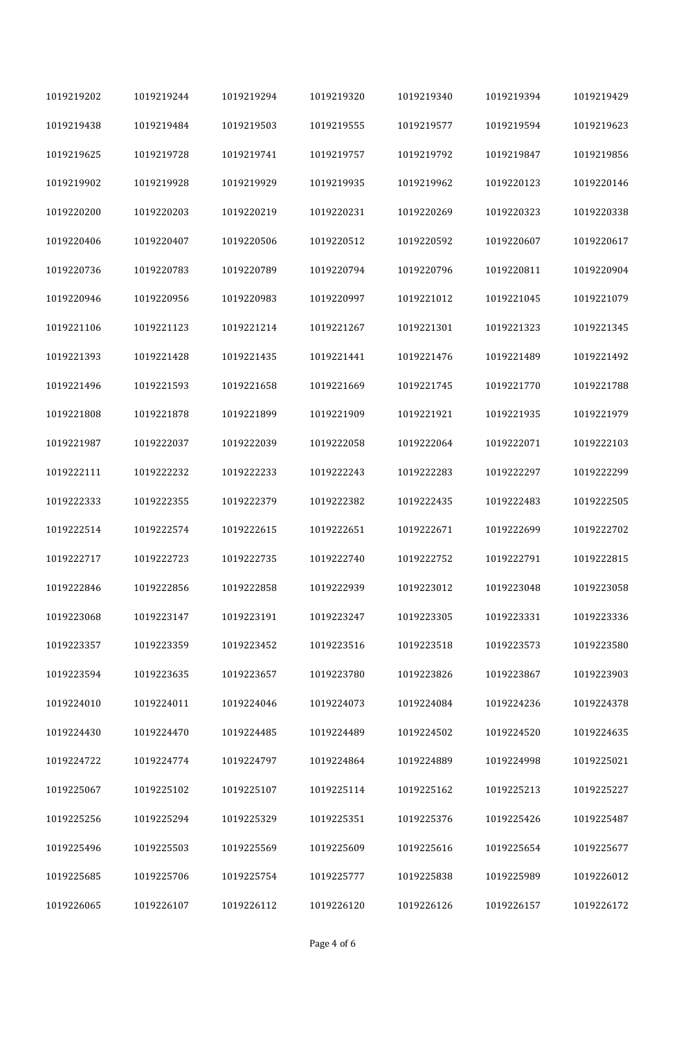| | | | | | | |
|---|---|---|---|---|---|---|
| 1019219202 | 1019219244 | 1019219294 | 1019219320 | 1019219340 | 1019219394 | 1019219429 |
| 1019219438 | 1019219484 | 1019219503 | 1019219555 | 1019219577 | 1019219594 | 1019219623 |
| 1019219625 | 1019219728 | 1019219741 | 1019219757 | 1019219792 | 1019219847 | 1019219856 |
| 1019219902 | 1019219928 | 1019219929 | 1019219935 | 1019219962 | 1019220123 | 1019220146 |
| 1019220200 | 1019220203 | 1019220219 | 1019220231 | 1019220269 | 1019220323 | 1019220338 |
| 1019220406 | 1019220407 | 1019220506 | 1019220512 | 1019220592 | 1019220607 | 1019220617 |
| 1019220736 | 1019220783 | 1019220789 | 1019220794 | 1019220796 | 1019220811 | 1019220904 |
| 1019220946 | 1019220956 | 1019220983 | 1019220997 | 1019221012 | 1019221045 | 1019221079 |
| 1019221106 | 1019221123 | 1019221214 | 1019221267 | 1019221301 | 1019221323 | 1019221345 |
| 1019221393 | 1019221428 | 1019221435 | 1019221441 | 1019221476 | 1019221489 | 1019221492 |
| 1019221496 | 1019221593 | 1019221658 | 1019221669 | 1019221745 | 1019221770 | 1019221788 |
| 1019221808 | 1019221878 | 1019221899 | 1019221909 | 1019221921 | 1019221935 | 1019221979 |
| 1019221987 | 1019222037 | 1019222039 | 1019222058 | 1019222064 | 1019222071 | 1019222103 |
| 1019222111 | 1019222232 | 1019222233 | 1019222243 | 1019222283 | 1019222297 | 1019222299 |
| 1019222333 | 1019222355 | 1019222379 | 1019222382 | 1019222435 | 1019222483 | 1019222505 |
| 1019222514 | 1019222574 | 1019222615 | 1019222651 | 1019222671 | 1019222699 | 1019222702 |
| 1019222717 | 1019222723 | 1019222735 | 1019222740 | 1019222752 | 1019222791 | 1019222815 |
| 1019222846 | 1019222856 | 1019222858 | 1019222939 | 1019223012 | 1019223048 | 1019223058 |
| 1019223068 | 1019223147 | 1019223191 | 1019223247 | 1019223305 | 1019223331 | 1019223336 |
| 1019223357 | 1019223359 | 1019223452 | 1019223516 | 1019223518 | 1019223573 | 1019223580 |
| 1019223594 | 1019223635 | 1019223657 | 1019223780 | 1019223826 | 1019223867 | 1019223903 |
| 1019224010 | 1019224011 | 1019224046 | 1019224073 | 1019224084 | 1019224236 | 1019224378 |
| 1019224430 | 1019224470 | 1019224485 | 1019224489 | 1019224502 | 1019224520 | 1019224635 |
| 1019224722 | 1019224774 | 1019224797 | 1019224864 | 1019224889 | 1019224998 | 1019225021 |
| 1019225067 | 1019225102 | 1019225107 | 1019225114 | 1019225162 | 1019225213 | 1019225227 |
| 1019225256 | 1019225294 | 1019225329 | 1019225351 | 1019225376 | 1019225426 | 1019225487 |
| 1019225496 | 1019225503 | 1019225569 | 1019225609 | 1019225616 | 1019225654 | 1019225677 |
| 1019225685 | 1019225706 | 1019225754 | 1019225777 | 1019225838 | 1019225989 | 1019226012 |
| 1019226065 | 1019226107 | 1019226112 | 1019226120 | 1019226126 | 1019226157 | 1019226172 |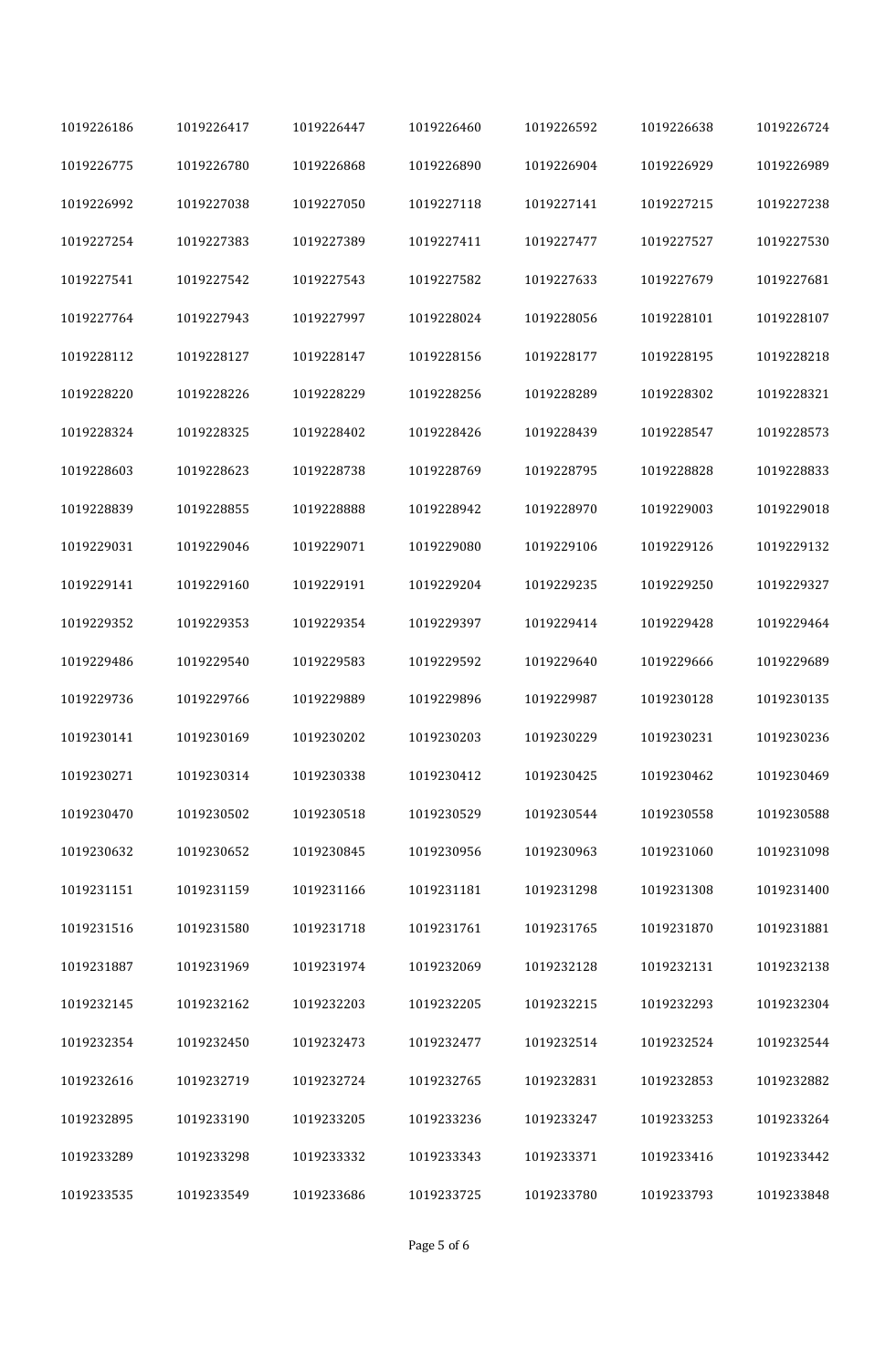| | | | | | | |
|---|---|---|---|---|---|---|
| 1019226186 | 1019226417 | 1019226447 | 1019226460 | 1019226592 | 1019226638 | 1019226724 |
| 1019226775 | 1019226780 | 1019226868 | 1019226890 | 1019226904 | 1019226929 | 1019226989 |
| 1019226992 | 1019227038 | 1019227050 | 1019227118 | 1019227141 | 1019227215 | 1019227238 |
| 1019227254 | 1019227383 | 1019227389 | 1019227411 | 1019227477 | 1019227527 | 1019227530 |
| 1019227541 | 1019227542 | 1019227543 | 1019227582 | 1019227633 | 1019227679 | 1019227681 |
| 1019227764 | 1019227943 | 1019227997 | 1019228024 | 1019228056 | 1019228101 | 1019228107 |
| 1019228112 | 1019228127 | 1019228147 | 1019228156 | 1019228177 | 1019228195 | 1019228218 |
| 1019228220 | 1019228226 | 1019228229 | 1019228256 | 1019228289 | 1019228302 | 1019228321 |
| 1019228324 | 1019228325 | 1019228402 | 1019228426 | 1019228439 | 1019228547 | 1019228573 |
| 1019228603 | 1019228623 | 1019228738 | 1019228769 | 1019228795 | 1019228828 | 1019228833 |
| 1019228839 | 1019228855 | 1019228888 | 1019228942 | 1019228970 | 1019229003 | 1019229018 |
| 1019229031 | 1019229046 | 1019229071 | 1019229080 | 1019229106 | 1019229126 | 1019229132 |
| 1019229141 | 1019229160 | 1019229191 | 1019229204 | 1019229235 | 1019229250 | 1019229327 |
| 1019229352 | 1019229353 | 1019229354 | 1019229397 | 1019229414 | 1019229428 | 1019229464 |
| 1019229486 | 1019229540 | 1019229583 | 1019229592 | 1019229640 | 1019229666 | 1019229689 |
| 1019229736 | 1019229766 | 1019229889 | 1019229896 | 1019229987 | 1019230128 | 1019230135 |
| 1019230141 | 1019230169 | 1019230202 | 1019230203 | 1019230229 | 1019230231 | 1019230236 |
| 1019230271 | 1019230314 | 1019230338 | 1019230412 | 1019230425 | 1019230462 | 1019230469 |
| 1019230470 | 1019230502 | 1019230518 | 1019230529 | 1019230544 | 1019230558 | 1019230588 |
| 1019230632 | 1019230652 | 1019230845 | 1019230956 | 1019230963 | 1019231060 | 1019231098 |
| 1019231151 | 1019231159 | 1019231166 | 1019231181 | 1019231298 | 1019231308 | 1019231400 |
| 1019231516 | 1019231580 | 1019231718 | 1019231761 | 1019231765 | 1019231870 | 1019231881 |
| 1019231887 | 1019231969 | 1019231974 | 1019232069 | 1019232128 | 1019232131 | 1019232138 |
| 1019232145 | 1019232162 | 1019232203 | 1019232205 | 1019232215 | 1019232293 | 1019232304 |
| 1019232354 | 1019232450 | 1019232473 | 1019232477 | 1019232514 | 1019232524 | 1019232544 |
| 1019232616 | 1019232719 | 1019232724 | 1019232765 | 1019232831 | 1019232853 | 1019232882 |
| 1019232895 | 1019233190 | 1019233205 | 1019233236 | 1019233247 | 1019233253 | 1019233264 |
| 1019233289 | 1019233298 | 1019233332 | 1019233343 | 1019233371 | 1019233416 | 1019233442 |
| 1019233535 | 1019233549 | 1019233686 | 1019233725 | 1019233780 | 1019233793 | 1019233848 |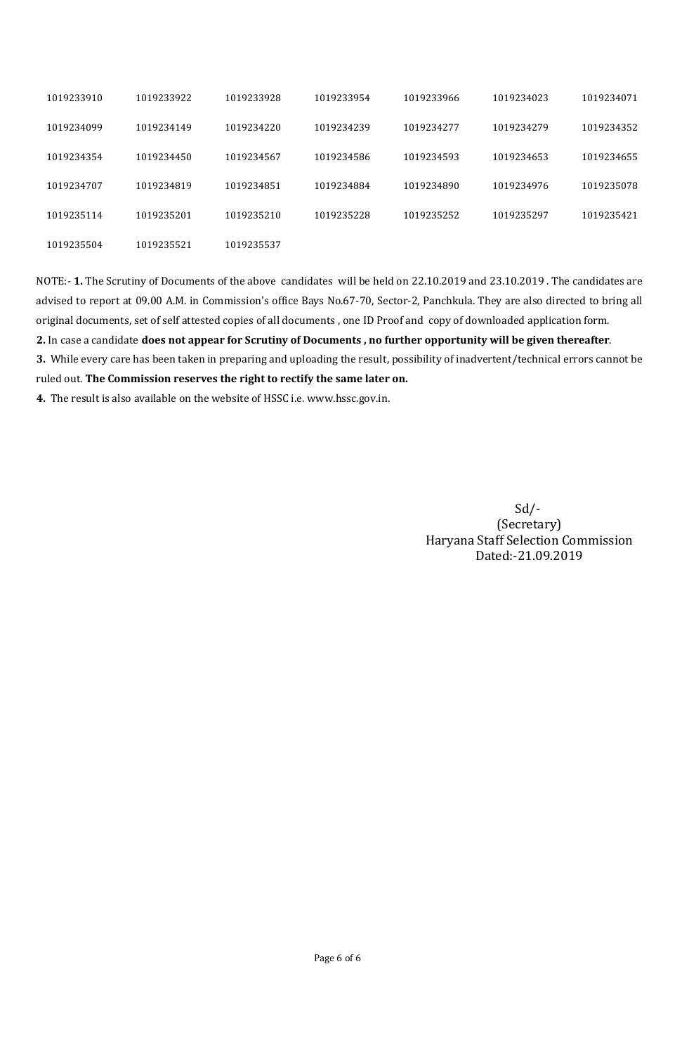| | | | | | | |
|---|---|---|---|---|---|---|
| 1019233910 | 1019233922 | 1019233928 | 1019233954 | 1019233966 | 1019234023 | 1019234071 |
| 1019234099 | 1019234149 | 1019234220 | 1019234239 | 1019234277 | 1019234279 | 1019234352 |
| 1019234354 | 1019234450 | 1019234567 | 1019234586 | 1019234593 | 1019234653 | 1019234655 |
| 1019234707 | 1019234819 | 1019234851 | 1019234884 | 1019234890 | 1019234976 | 1019235078 |
| 1019235114 | 1019235201 | 1019235210 | 1019235228 | 1019235252 | 1019235297 | 1019235421 |
| 1019235504 | 1019235521 | 1019235537 | | | | |

NOTE:- **1.** The Scrutiny of Documents of the above candidates will be held on 22.10.2019 and 23.10.2019 . The candidates are advised to report at 09.00 A.M. in Commission's office Bays No.67-70, Sector-2, Panchkula. They are also directed to bring all original documents, set of self attested copies of all documents , one ID Proof and copy of downloaded application form.

**2.** In case a candidate **does not appear for Scrutiny of Documents , no further opportunity will be given thereafter**.

**3.** While every care has been taken in preparing and uploading the result, possibility of inadvertent/technical errors cannot be ruled out. **The Commission reserves the right to rectify the same later on.**

**4.** The result is also available on the website of HSSC i.e. www.hssc.gov.in.

Sd/-
(Secretary)
Haryana Staff Selection Commission
Dated:-21.09.2019